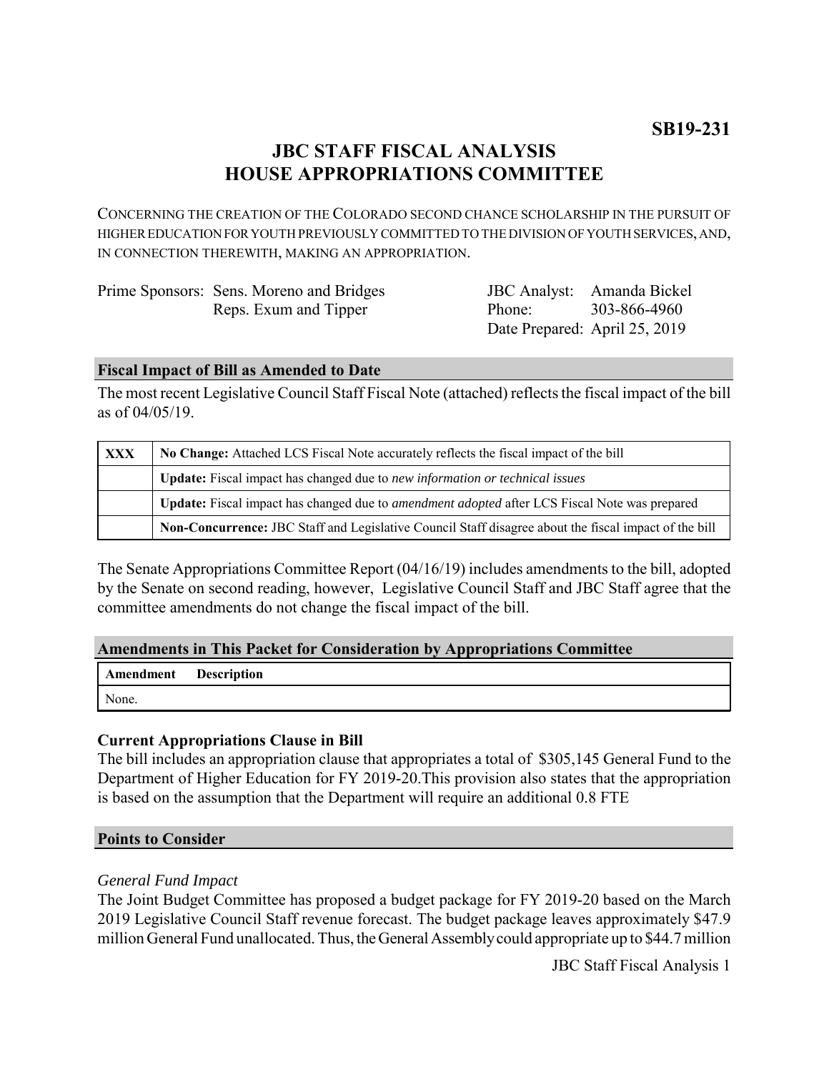**SB19-231**

# JBC STAFF FISCAL ANALYSIS
# HOUSE APPROPRIATIONS COMMITTEE

CONCERNING THE CREATION OF THE COLORADO SECOND CHANCE SCHOLARSHIP IN THE PURSUIT OF HIGHER EDUCATION FOR YOUTH PREVIOUSLY COMMITTED TO THE DIVISION OF YOUTH SERVICES, AND, IN CONNECTION THEREWITH, MAKING AN APPROPRIATION.

| | | | |
|---|---|---|---|
| Prime Sponsors: | Sens. Moreno and Bridges | JBC Analyst: | Amanda Bickel |
| | Reps. Exum and Tipper | Phone: | 303-866-4960 |
| | | Date Prepared: | April 25, 2019 |

## Fiscal Impact of Bill as Amended to Date

The most recent Legislative Council Staff Fiscal Note (attached) reflects the fiscal impact of the bill as of 04/05/19.

| | |
|---|---|
| **XXX** | **No Change:** Attached LCS Fiscal Note accurately reflects the fiscal impact of the bill |
| | **Update:** Fiscal impact has changed due to *new information or technical issues* |
| | **Update:** Fiscal impact has changed due to *amendment adopted* after LCS Fiscal Note was prepared |
| | **Non-Concurrence:** JBC Staff and Legislative Council Staff disagree about the fiscal impact of the bill |

The Senate Appropriations Committee Report (04/16/19) includes amendments to the bill, adopted by the Senate on second reading, however, Legislative Council Staff and JBC Staff agree that the committee amendments do not change the fiscal impact of the bill.

## Amendments in This Packet for Consideration by Appropriations Committee

| Amendment | Description |
|---|---|
| None. | |

### Current Appropriations Clause in Bill

The bill includes an appropriation clause that appropriates a total of $305,145 General Fund to the Department of Higher Education for FY 2019-20.This provision also states that the appropriation is based on the assumption that the Department will require an additional 0.8 FTE

## Points to Consider

*General Fund Impact*

The Joint Budget Committee has proposed a budget package for FY 2019-20 based on the March 2019 Legislative Council Staff revenue forecast. The budget package leaves approximately $47.9 million General Fund unallocated. Thus, the General Assembly could appropriate up to $44.7 million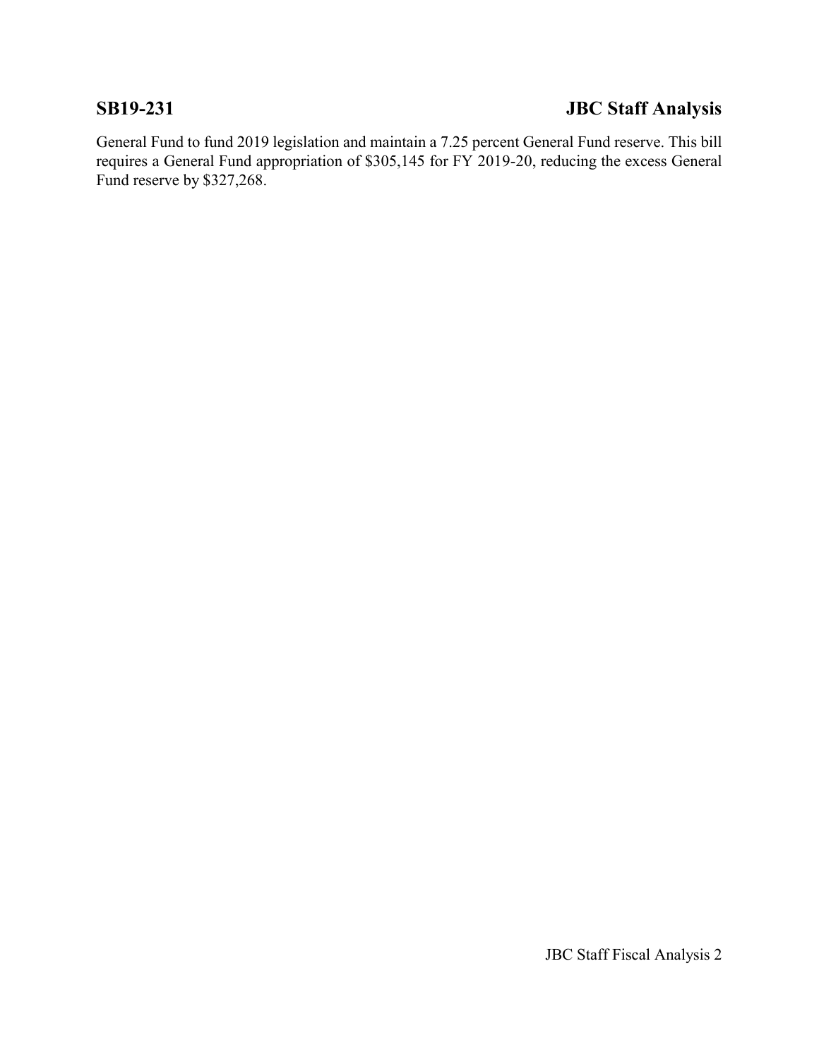General Fund to fund 2019 legislation and maintain a 7.25 percent General Fund reserve. This bill requires a General Fund appropriation of $305,145 for FY 2019-20, reducing the excess General Fund reserve by $327,268.